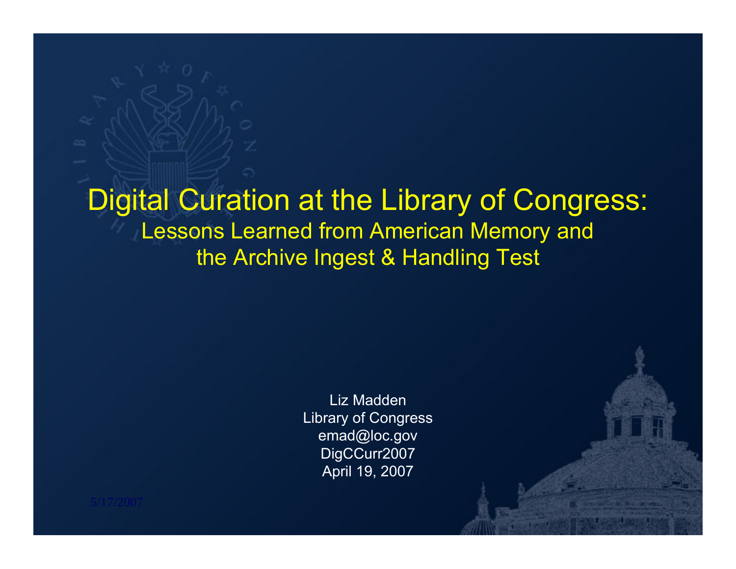# Digital Curation at the Library of Congress:

## Lessons Learned from American Memory and the Archive Ingest & Handling Test

Liz Madden
Library of Congress
emad@loc.gov
DigCCurr2007
April 19, 2007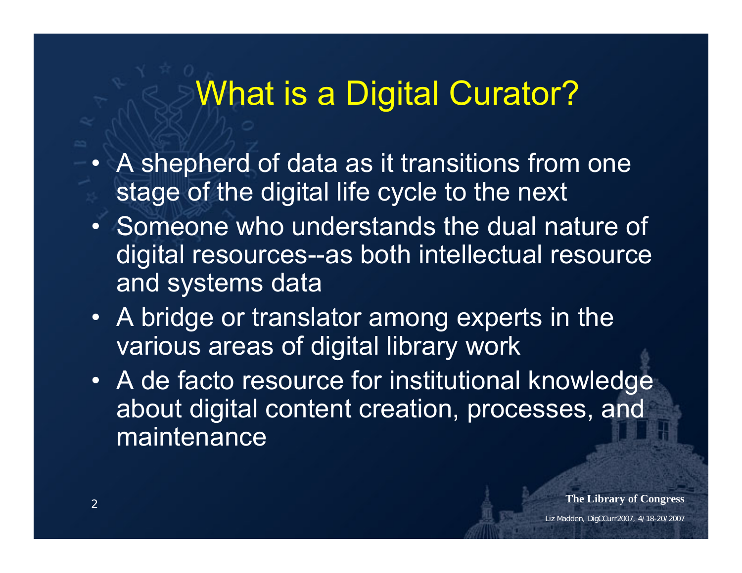# What is a Digital Curator?

- A shepherd of data as it transitions from one stage of the digital life cycle to the next
- Someone who understands the dual nature of digital resources--as both intellectual resource and systems data
- A bridge or translator among experts in the various areas of digital library work
- A de facto resource for institutional knowledge about digital content creation, processes, and maintenance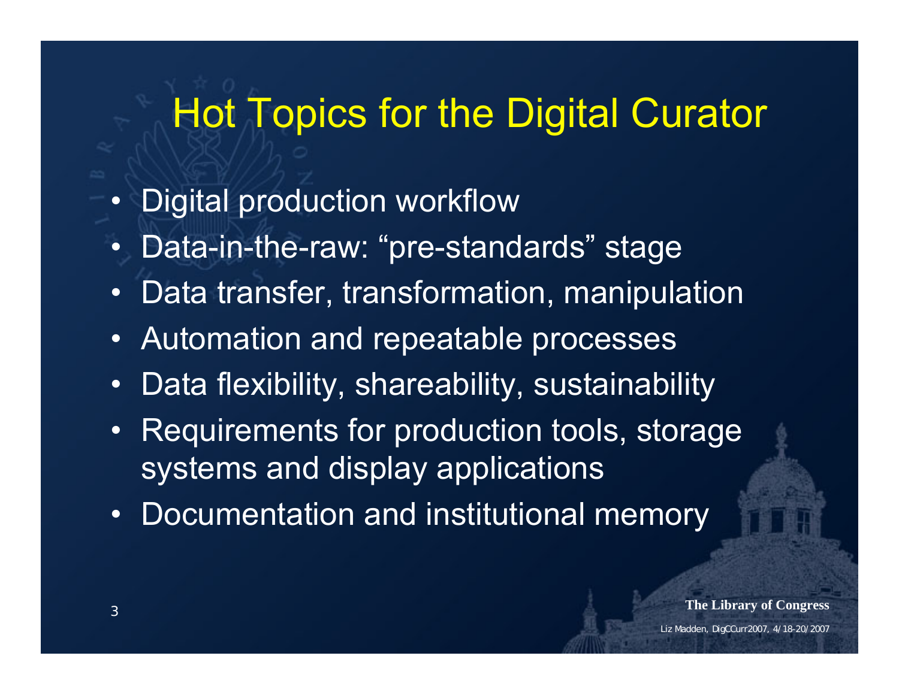# Hot Topics for the Digital Curator

- Digital production workflow
- Data-in-the-raw: “pre-standards” stage
- Data transfer, transformation, manipulation
- Automation and repeatable processes
- Data flexibility, shareability, sustainability
- Requirements for production tools, storage systems and display applications
- Documentation and institutional memory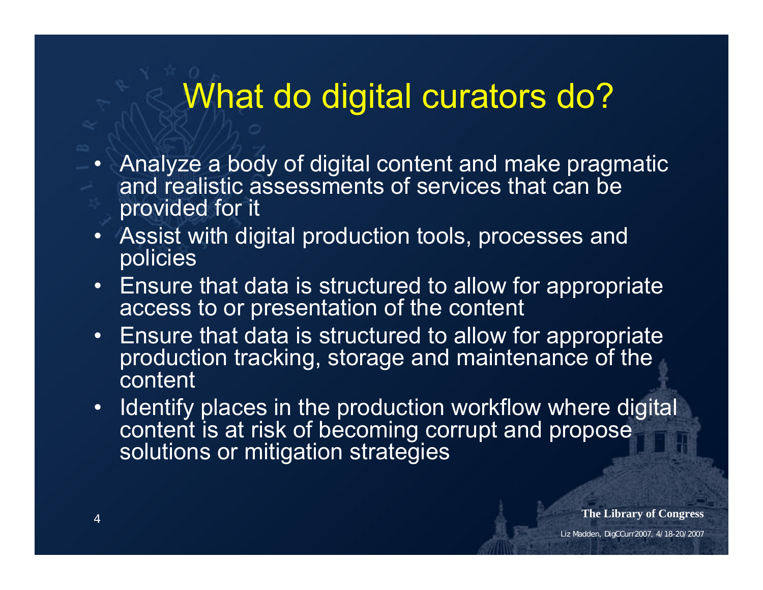# What do digital curators do?

- Analyze a body of digital content and make pragmatic and realistic assessments of services that can be provided for it
- Assist with digital production tools, processes and policies
- Ensure that data is structured to allow for appropriate access to or presentation of the content
- Ensure that data is structured to allow for appropriate production tracking, storage and maintenance of the content
- Identify places in the production workflow where digital content is at risk of becoming corrupt and propose solutions or mitigation strategies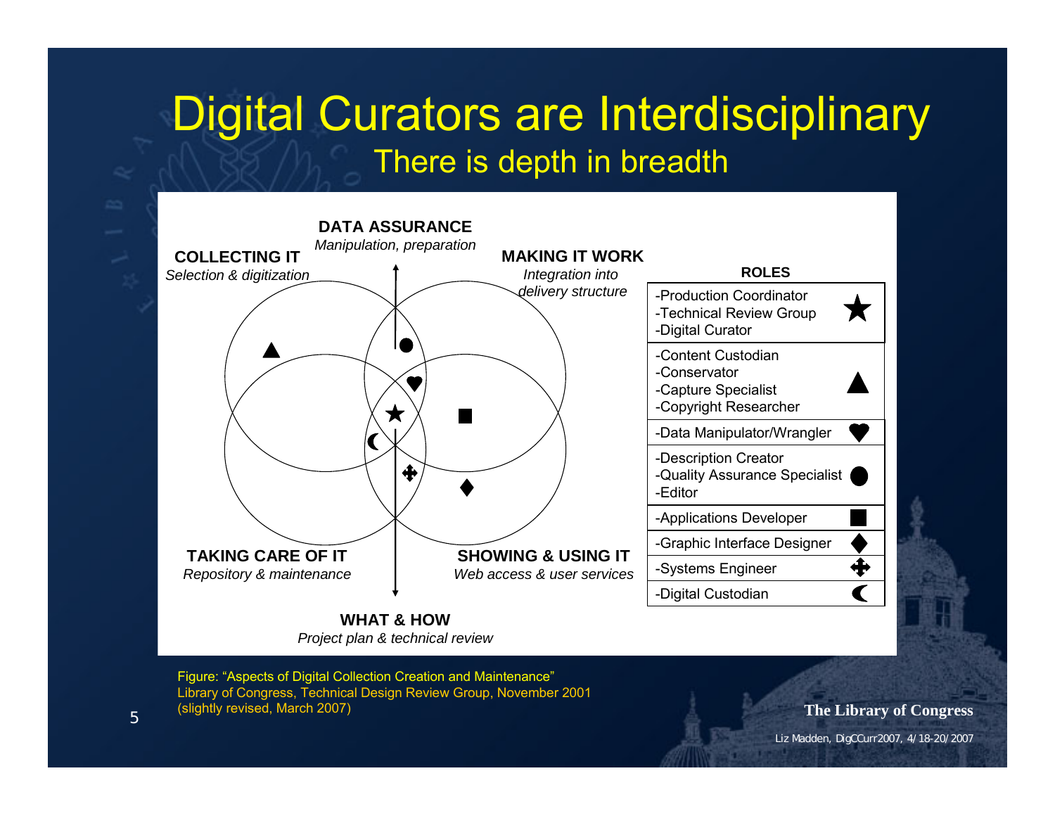# Digital Curators are Interdisciplinary

## There is depth in breadth

**DATA ASSURANCE**
*Manipulation, preparation*

**COLLECTING IT**
*Selection & digitization*

**MAKING IT WORK**
*Integration into delivery structure*

**TAKING CARE OF IT**
*Repository & maintenance*

**SHOWING & USING IT**
*Web access & user services*

**WHAT & HOW**
*Project plan & technical review*

| ROLES | |
|---|---|
| -Production Coordinator<br>-Technical Review Group<br>-Digital Curator | ★ |
| -Content Custodian<br>-Conservator<br>-Capture Specialist<br>-Copyright Researcher | ▲ |
| -Data Manipulator/Wrangler | ♥ |
| -Description Creator<br>-Quality Assurance Specialist<br>-Editor | ● |
| -Applications Developer | ■ |
| -Graphic Interface Designer | ◆ |
| -Systems Engineer | ✥ |
| -Digital Custodian | ☾ |

Figure: "Aspects of Digital Collection Creation and Maintenance"
Library of Congress, Technical Design Review Group, November 2001
(slightly revised, March 2007)

The Library of Congress

Liz Madden, DigCCurr2007, 4/18-20/2007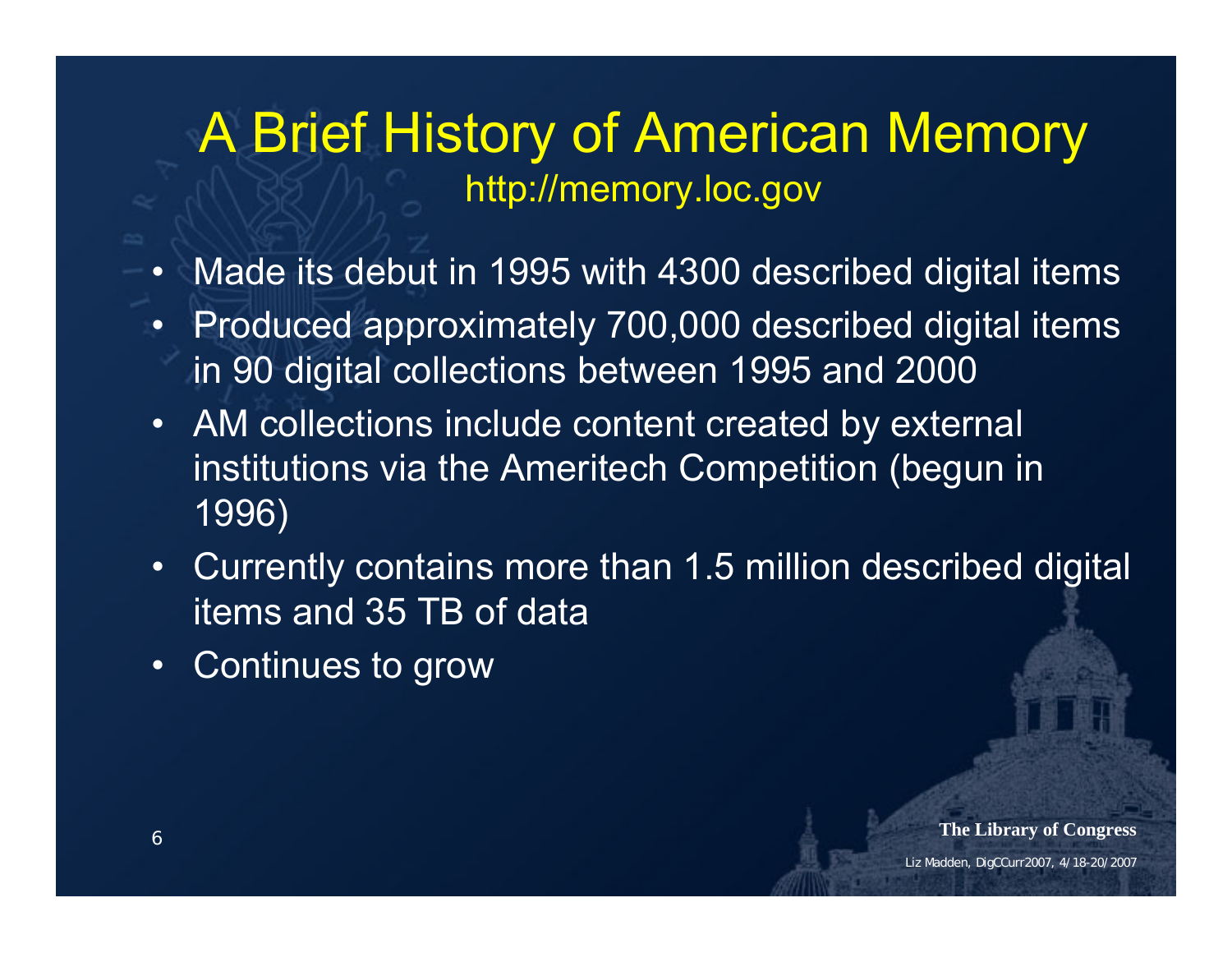# A Brief History of American Memory

http://memory.loc.gov

- Made its debut in 1995 with 4300 described digital items
- Produced approximately 700,000 described digital items in 90 digital collections between 1995 and 2000
- AM collections include content created by external institutions via the Ameritech Competition (begun in 1996)
- Currently contains more than 1.5 million described digital items and 35 TB of data
- Continues to grow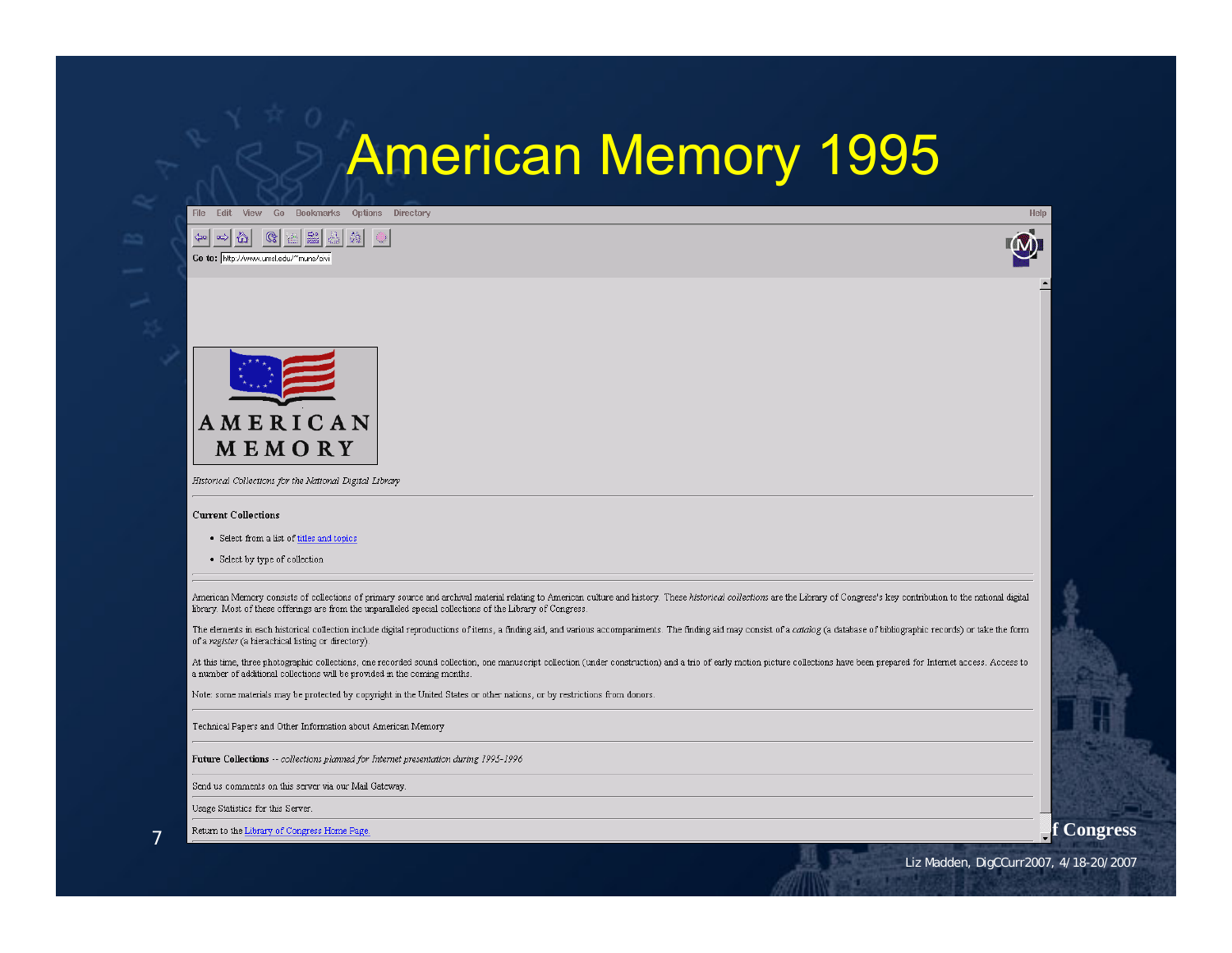# American Memory 1995

File Edit View Go Bookmarks Options Directory Help

Go to: http://www.umsl.edu/~muns/civi

AMERICAN MEMORY

*Historical Collections for the National Digital Library*

---

**Current Collections**

- Select from a list of titles and topics
- Select by type of collection

---

American Memory consists of collections of primary source and archival material relating to American culture and history. These *historical collections* are the Library of Congress's key contribution to the national digital library. Most of these offerings are from the unparalleled special collections of the Library of Congress.

The elements in each historical collection include digital reproductions of items, a finding aid, and various accompaniments. The finding aid may consist of a *catalog* (a database of bibliographic records) or take the form of a *register* (a hierachical listing or directory).

At this time, three photographic collections, one recorded sound collection, one manuscript collection (under construction) and a trio of early motion picture collections have been prepared for Internet access. Access to a number of additional collections will be provided in the coming months.

Note: some materials may be protected by copyright in the United States or other nations, or by restrictions from donors.

---

Technical Papers and Other Information about American Memory

---

**Future Collections** -- *collections planned for Internet presentation during 1995-1996*

---

Send us comments on this server via our Mail Gateway.

---

Usage Statistics for this Server.

---

Return to the Library of Congress Home Page.

Liz Madden, DigCCurr2007, 4/18-20/2007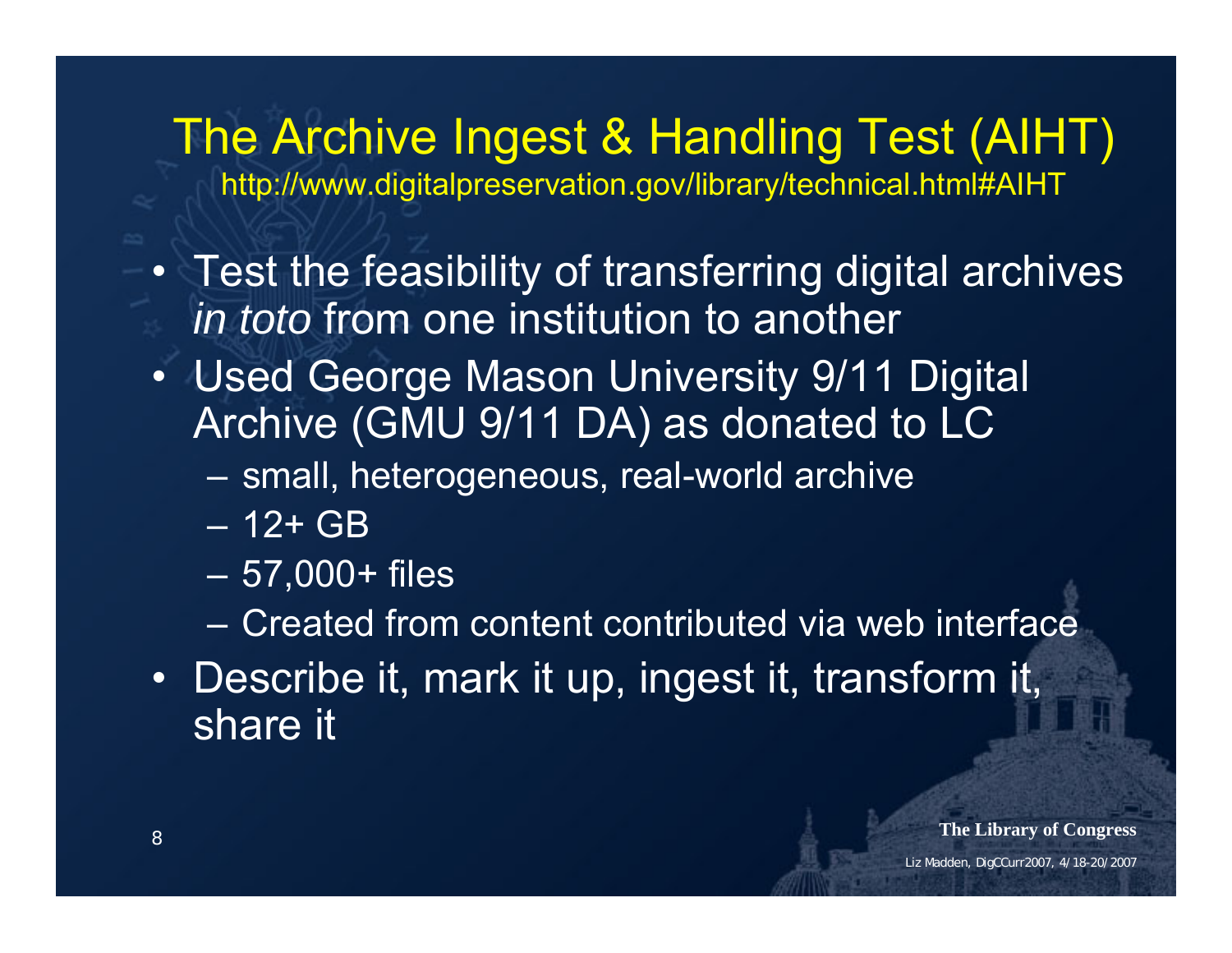# The Archive Ingest & Handling Test (AIHT)

http://www.digitalpreservation.gov/library/technical.html#AIHT

- Test the feasibility of transferring digital archives *in toto* from one institution to another
- Used George Mason University 9/11 Digital Archive (GMU 9/11 DA) as donated to LC
  - small, heterogeneous, real-world archive
  - 12+ GB
  - 57,000+ files
  - Created from content contributed via web interface
- Describe it, mark it up, ingest it, transform it, share it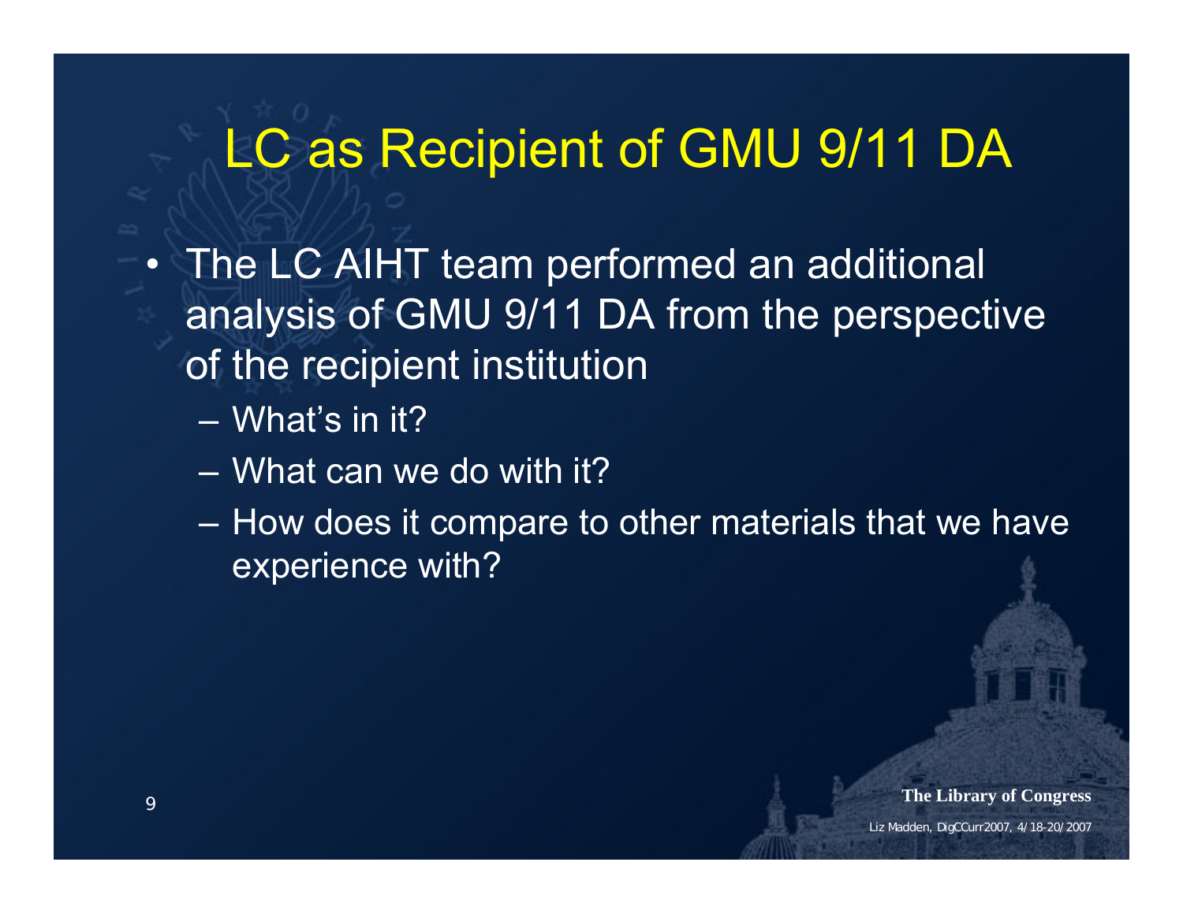# LC as Recipient of GMU 9/11 DA

- The LC AIHT team performed an additional analysis of GMU 9/11 DA from the perspective of the recipient institution
  - What's in it?
  - What can we do with it?
  - How does it compare to other materials that we have experience with?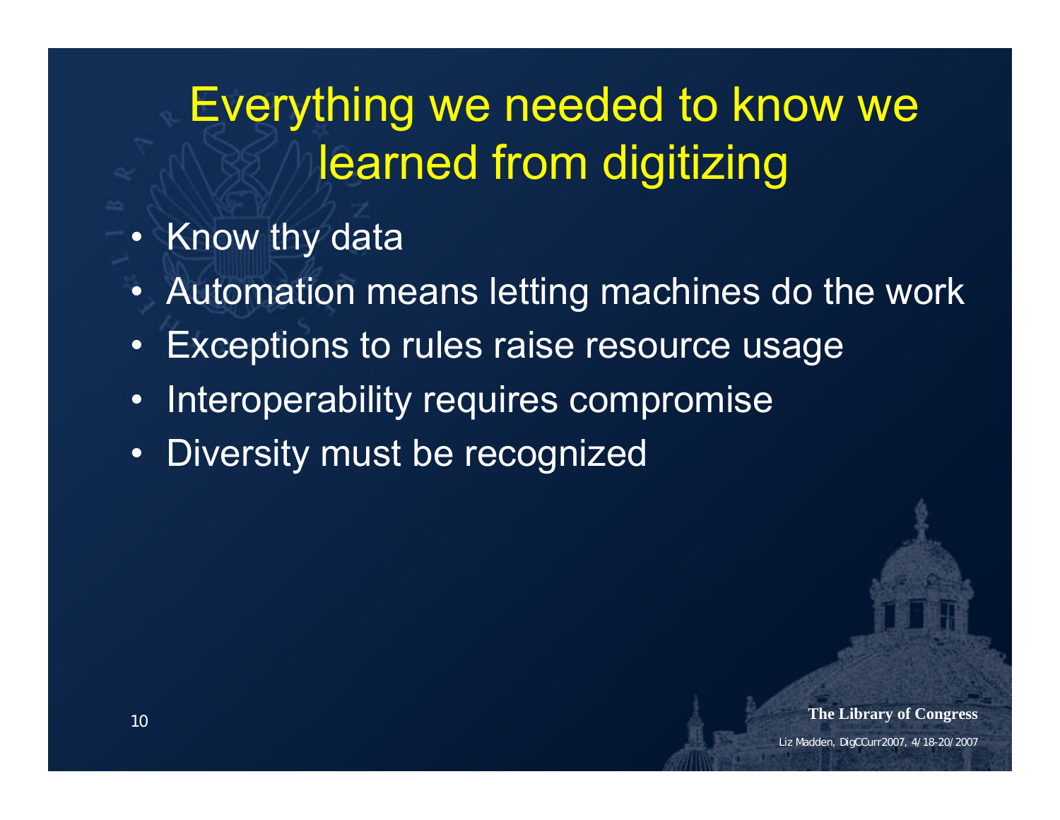# Everything we needed to know we learned from digitizing

- Know thy data
- Automation means letting machines do the work
- Exceptions to rules raise resource usage
- Interoperability requires compromise
- Diversity must be recognized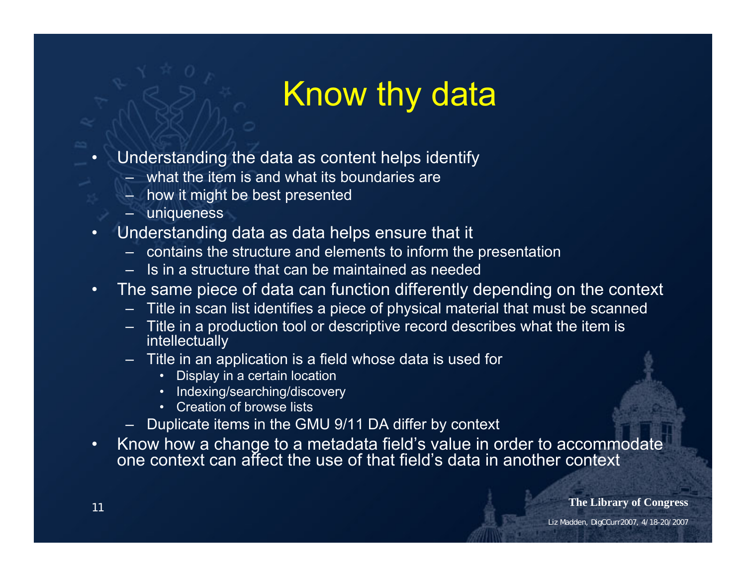# Know thy data

- Understanding the data as content helps identify
  - what the item is and what its boundaries are
  - how it might be best presented
  - uniqueness
- Understanding data as data helps ensure that it
  - contains the structure and elements to inform the presentation
  - Is in a structure that can be maintained as needed
- The same piece of data can function differently depending on the context
  - Title in scan list identifies a piece of physical material that must be scanned
  - Title in a production tool or descriptive record describes what the item is intellectually
  - Title in an application is a field whose data is used for
    - Display in a certain location
    - Indexing/searching/discovery
    - Creation of browse lists
  - Duplicate items in the GMU 9/11 DA differ by context
- Know how a change to a metadata field's value in order to accommodate one context can affect the use of that field's data in another context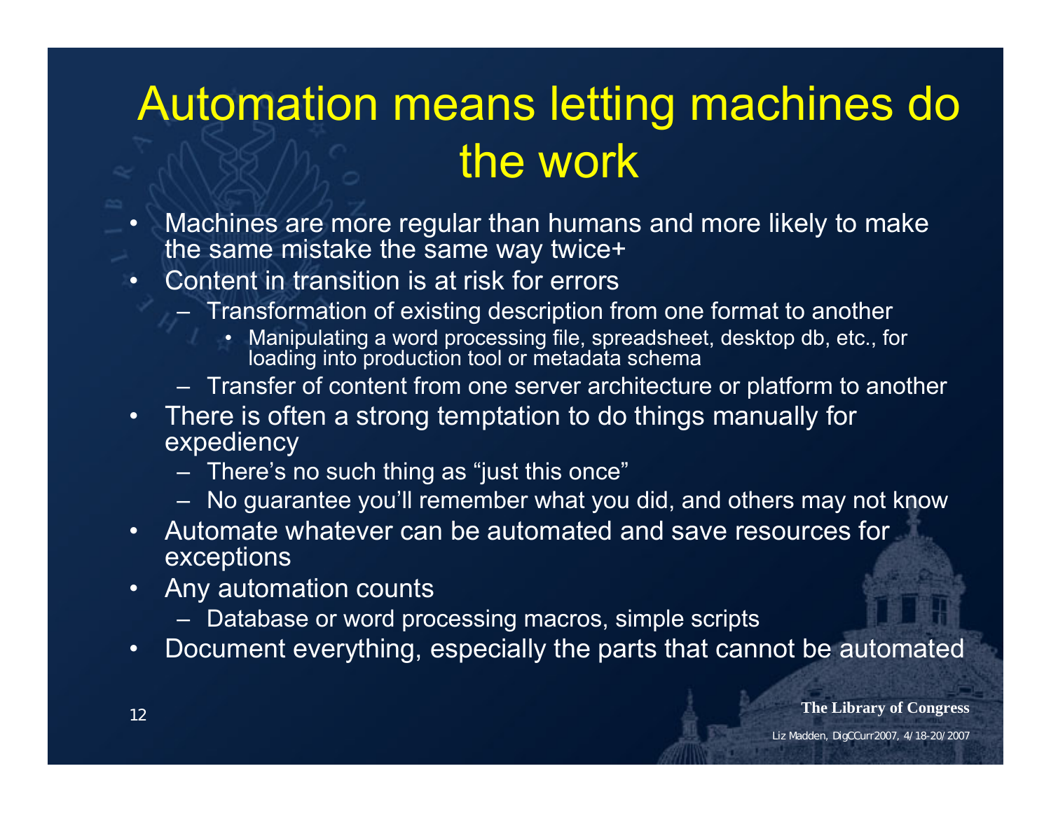# Automation means letting machines do the work

- Machines are more regular than humans and more likely to make the same mistake the same way twice+
- Content in transition is at risk for errors
  - Transformation of existing description from one format to another
    - Manipulating a word processing file, spreadsheet, desktop db, etc., for loading into production tool or metadata schema
  - Transfer of content from one server architecture or platform to another
- There is often a strong temptation to do things manually for expediency
  - There's no such thing as "just this once"
  - No guarantee you'll remember what you did, and others may not know
- Automate whatever can be automated and save resources for exceptions
- Any automation counts
  - Database or word processing macros, simple scripts
- Document everything, especially the parts that cannot be automated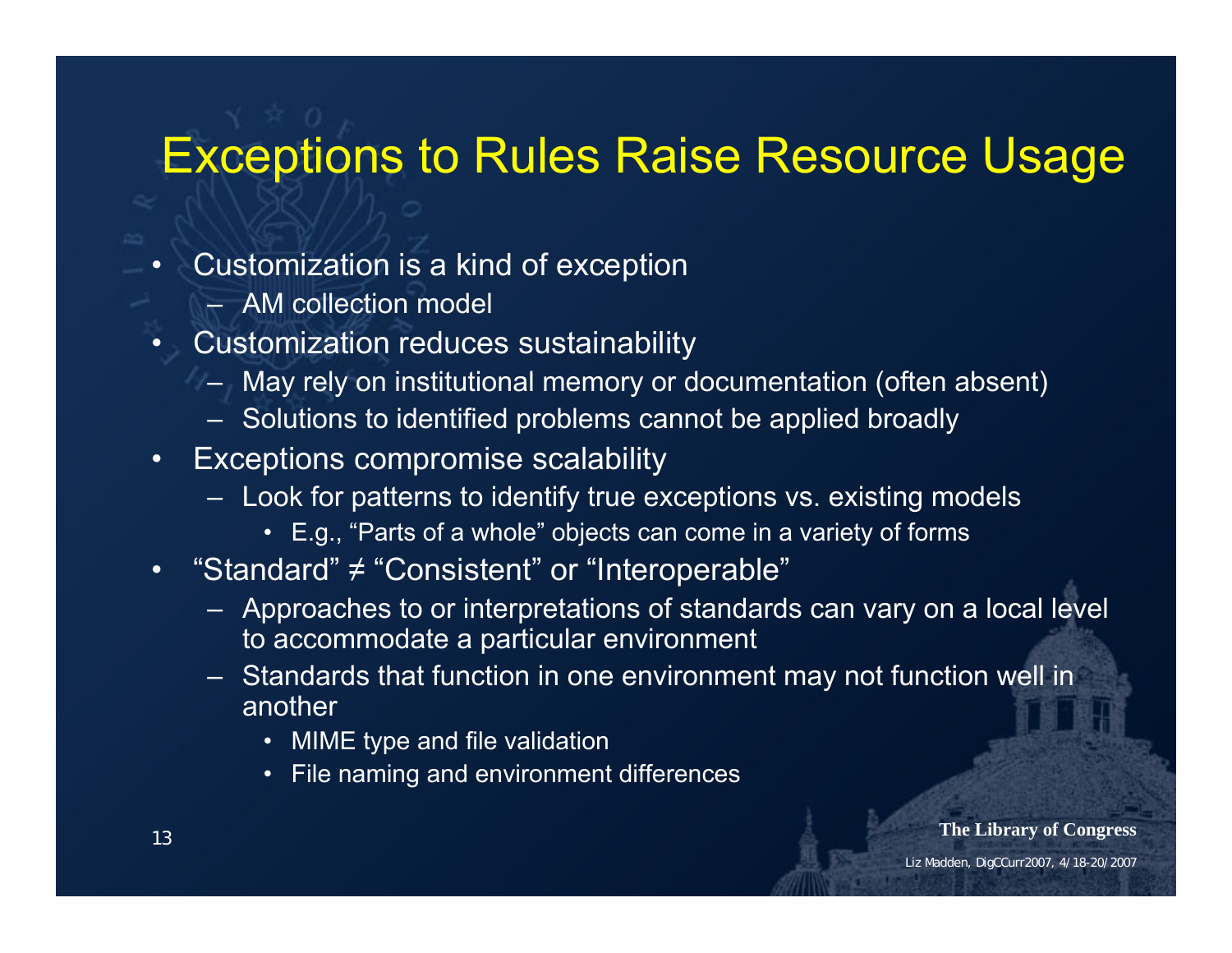# Exceptions to Rules Raise Resource Usage

- Customization is a kind of exception
  - AM collection model
- Customization reduces sustainability
  - May rely on institutional memory or documentation (often absent)
  - Solutions to identified problems cannot be applied broadly
- Exceptions compromise scalability
  - Look for patterns to identify true exceptions vs. existing models
    - E.g., "Parts of a whole" objects can come in a variety of forms
- "Standard" ≠ "Consistent" or "Interoperable"
  - Approaches to or interpretations of standards can vary on a local level to accommodate a particular environment
  - Standards that function in one environment may not function well in another
    - MIME type and file validation
    - File naming and environment differences

The Library of Congress

Liz Madden, DigCCurr2007, 4/18-20/2007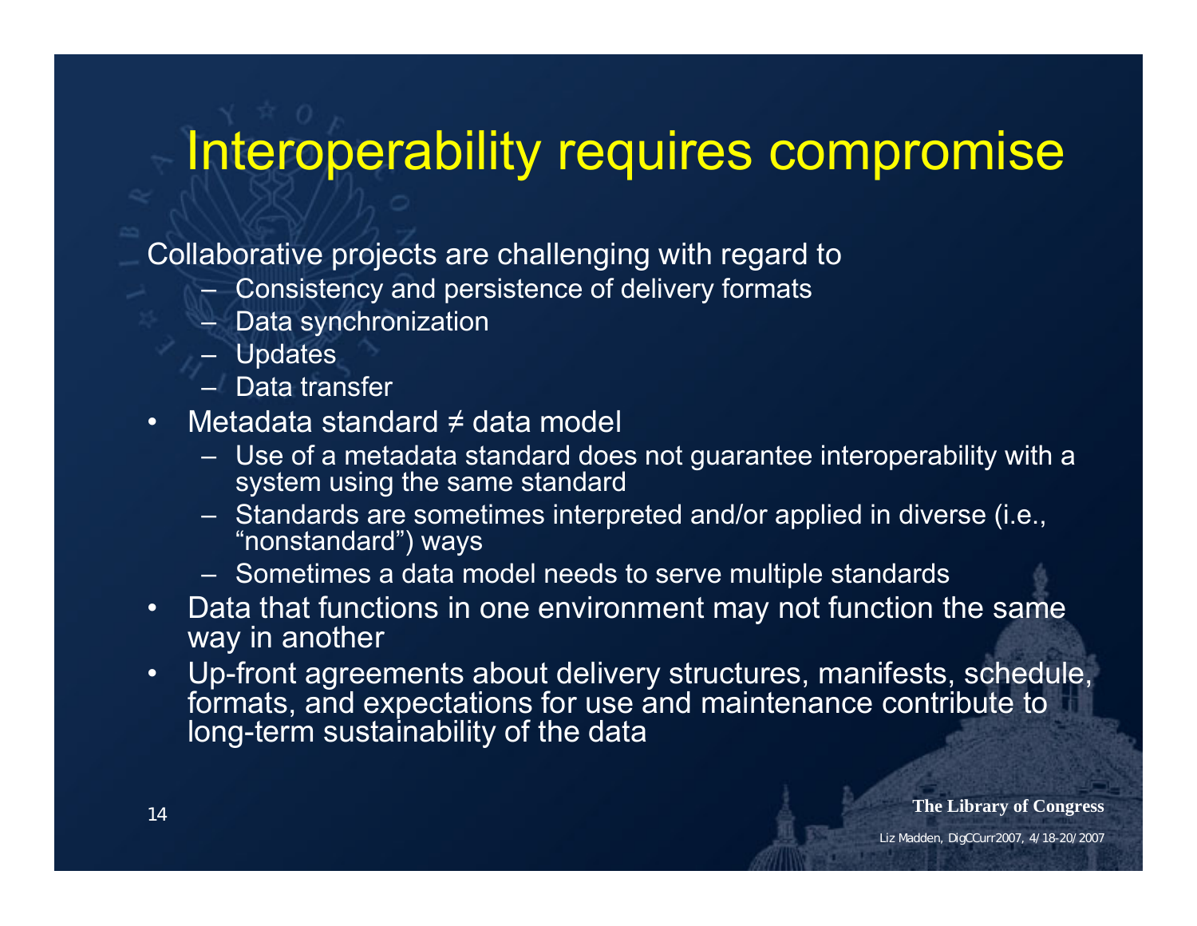# Interoperability requires compromise

Collaborative projects are challenging with regard to

- Consistency and persistence of delivery formats
- Data synchronization
- Updates
- Data transfer

- Metadata standard ≠ data model
  - Use of a metadata standard does not guarantee interoperability with a system using the same standard
  - Standards are sometimes interpreted and/or applied in diverse (i.e., "nonstandard") ways
  - Sometimes a data model needs to serve multiple standards
- Data that functions in one environment may not function the same way in another
- Up-front agreements about delivery structures, manifests, schedule, formats, and expectations for use and maintenance contribute to long-term sustainability of the data

**The Library of Congress**

Liz Madden, DigCCurr2007, 4/18-20/2007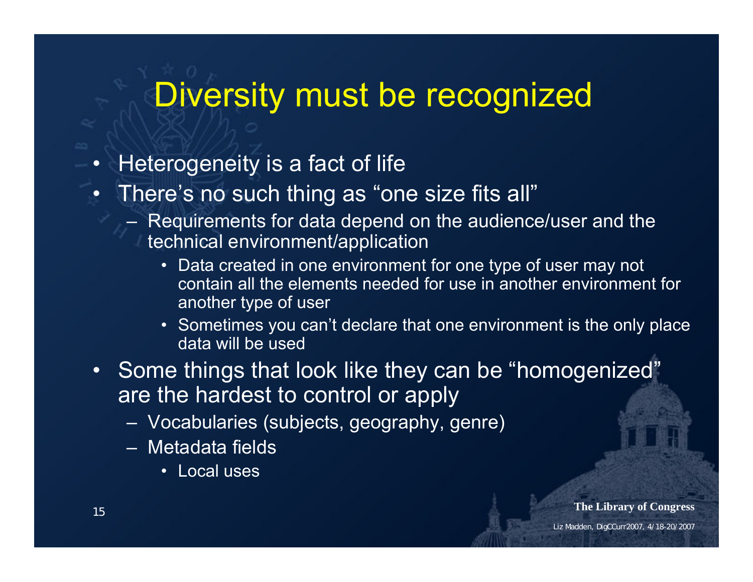# Diversity must be recognized

- Heterogeneity is a fact of life
- There's no such thing as "one size fits all"
  - Requirements for data depend on the audience/user and the technical environment/application
    - Data created in one environment for one type of user may not contain all the elements needed for use in another environment for another type of user
    - Sometimes you can't declare that one environment is the only place data will be used
- Some things that look like they can be "homogenized" are the hardest to control or apply
  - Vocabularies (subjects, geography, genre)
  - Metadata fields
    - Local uses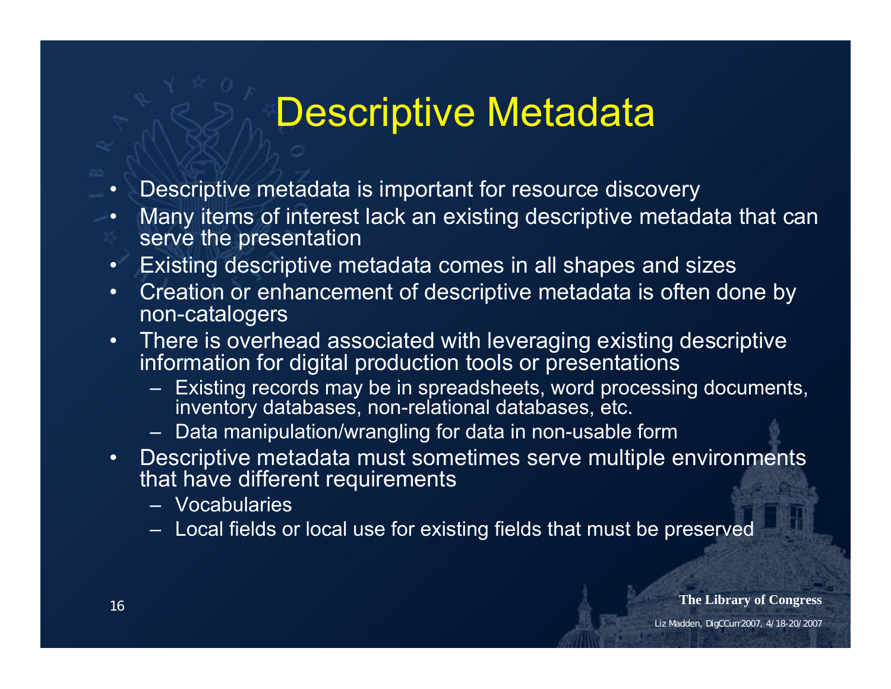# Descriptive Metadata

- Descriptive metadata is important for resource discovery
- Many items of interest lack an existing descriptive metadata that can serve the presentation
- Existing descriptive metadata comes in all shapes and sizes
- Creation or enhancement of descriptive metadata is often done by non-catalogers
- There is overhead associated with leveraging existing descriptive information for digital production tools or presentations
  - Existing records may be in spreadsheets, word processing documents, inventory databases, non-relational databases, etc.
  - Data manipulation/wrangling for data in non-usable form
- Descriptive metadata must sometimes serve multiple environments that have different requirements
  - Vocabularies
  - Local fields or local use for existing fields that must be preserved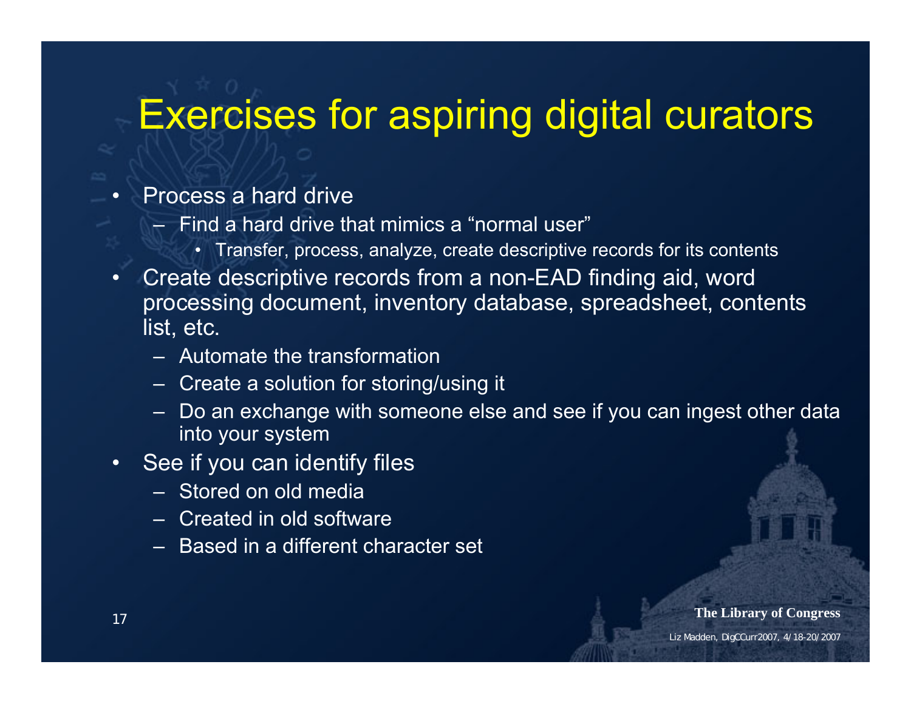# Exercises for aspiring digital curators

- Process a hard drive
  - Find a hard drive that mimics a "normal user"
    - Transfer, process, analyze, create descriptive records for its contents
- Create descriptive records from a non-EAD finding aid, word processing document, inventory database, spreadsheet, contents list, etc.
  - Automate the transformation
  - Create a solution for storing/using it
  - Do an exchange with someone else and see if you can ingest other data into your system
- See if you can identify files
  - Stored on old media
  - Created in old software
  - Based in a different character set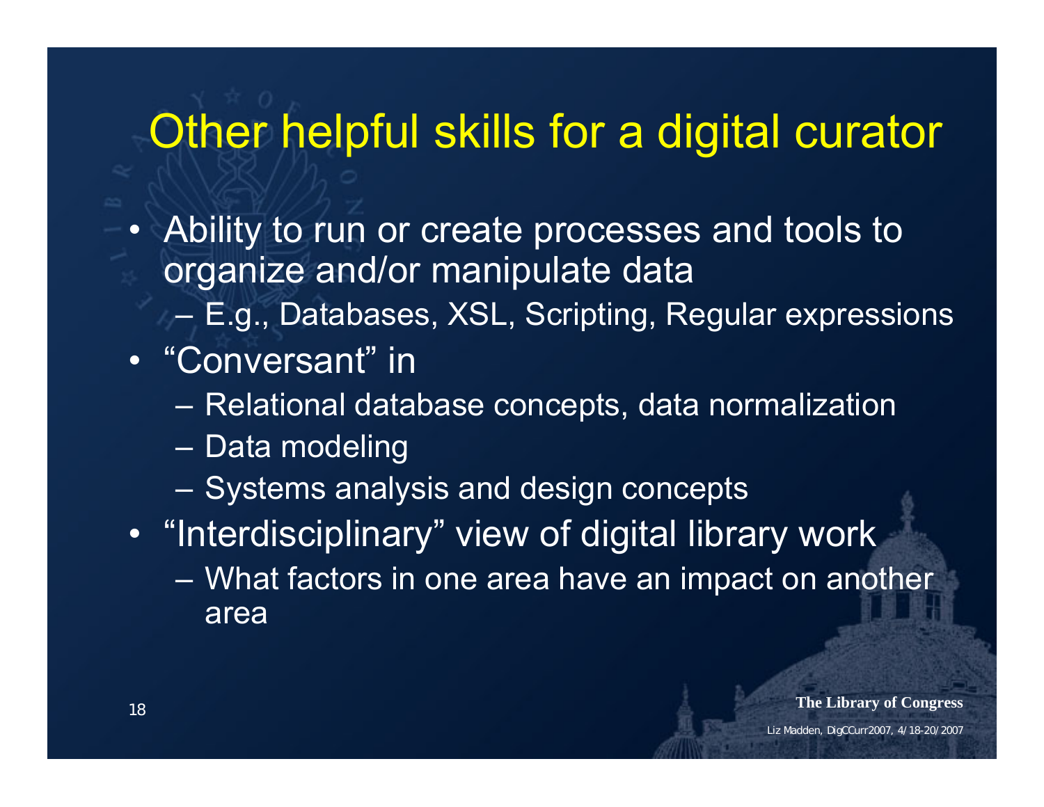# Other helpful skills for a digital curator

- Ability to run or create processes and tools to organize and/or manipulate data
  - E.g., Databases, XSL, Scripting, Regular expressions
- "Conversant" in
  - Relational database concepts, data normalization
  - Data modeling
  - Systems analysis and design concepts
- "Interdisciplinary" view of digital library work
  - What factors in one area have an impact on another area